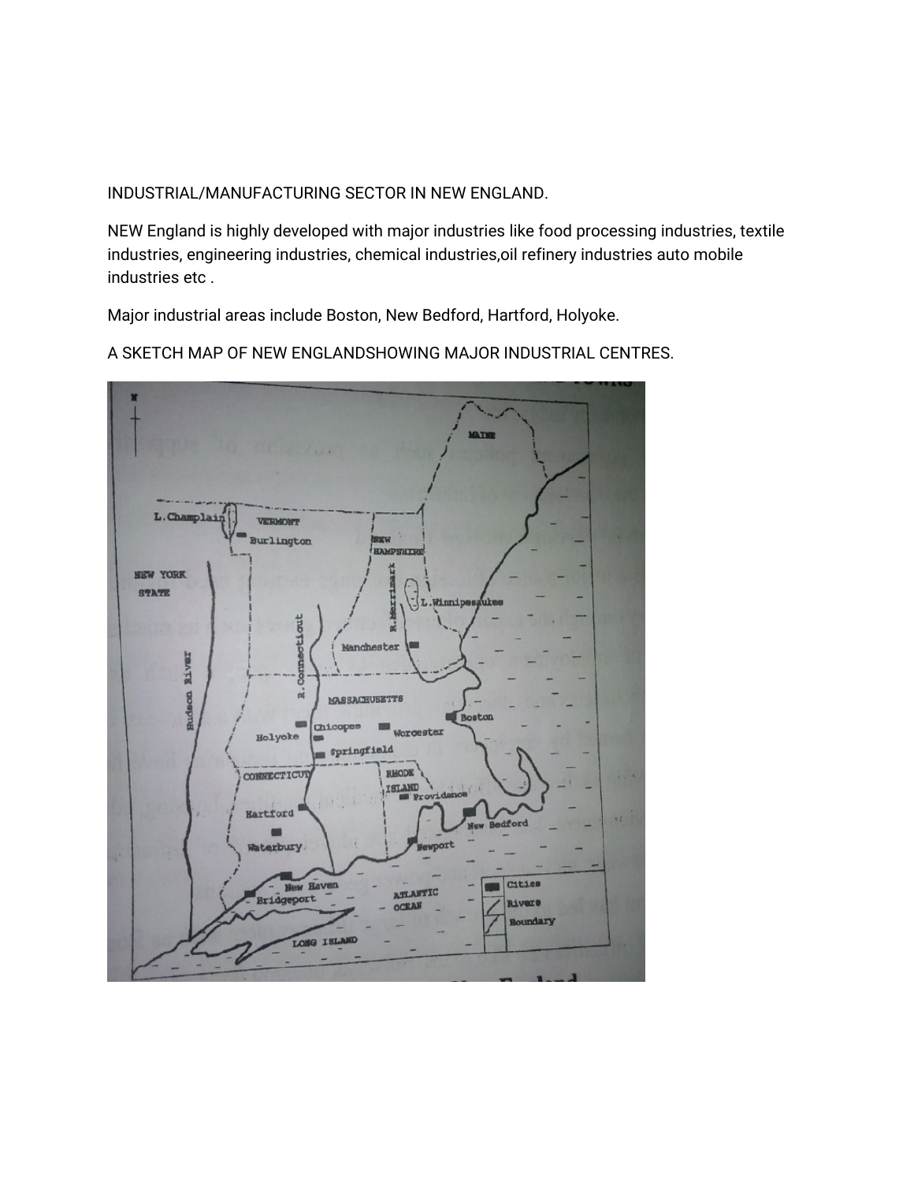INDUSTRIAL/MANUFACTURING SECTOR IN NEW ENGLAND.

NEW England is highly developed with major industries like food processing industries, textile industries, engineering industries, chemical industries,oil refinery industries auto mobile industries etc .

Major industrial areas include Boston, New Bedford, Hartford, Holyoke.

A SKETCH MAP OF NEW ENGLANDSHOWING MAJOR INDUSTRIAL CENTRES.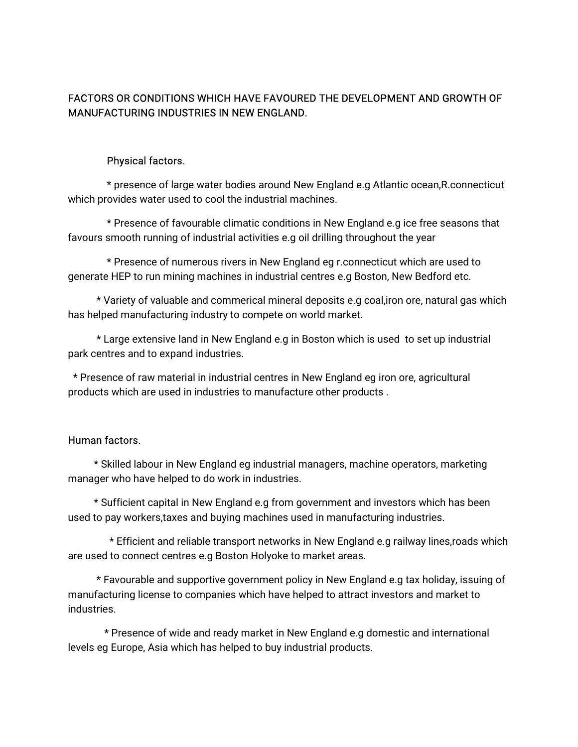FACTORS OR CONDITIONS WHICH HAVE FAVOURED THE DEVELOPMENT AND GROWTH OF MANUFACTURING INDUSTRIES IN NEW ENGLAND.

Physical factors.

* presence of large water bodies around New England e.g Atlantic ocean,R.connecticut which provides water used to cool the industrial machines.

* Presence of favourable climatic conditions in New England e.g ice free seasons that favours smooth running of industrial activities e.g oil drilling throughout the year

* Presence of numerous rivers in New England eg r.connecticut which are used to generate HEP to run mining machines in industrial centres e.g Boston, New Bedford etc.

* Variety of valuable and commerical mineral deposits e.g coal,iron ore, natural gas which has helped manufacturing industry to compete on world market.

* Large extensive land in New England e.g in Boston which is used to set up industrial park centres and to expand industries.

* Presence of raw material in industrial centres in New England eg iron ore, agricultural products which are used in industries to manufacture other products .

Human factors.

* Skilled labour in New England eg industrial managers, machine operators, marketing manager who have helped to do work in industries.

* Sufficient capital in New England e.g from government and investors which has been used to pay workers,taxes and buying machines used in manufacturing industries.

* Efficient and reliable transport networks in New England e.g railway lines,roads which are used to connect centres e.g Boston Holyoke to market areas.

* Favourable and supportive government policy in New England e.g tax holiday, issuing of manufacturing license to companies which have helped to attract investors and market to industries.

* Presence of wide and ready market in New England e.g domestic and international levels eg Europe, Asia which has helped to buy industrial products.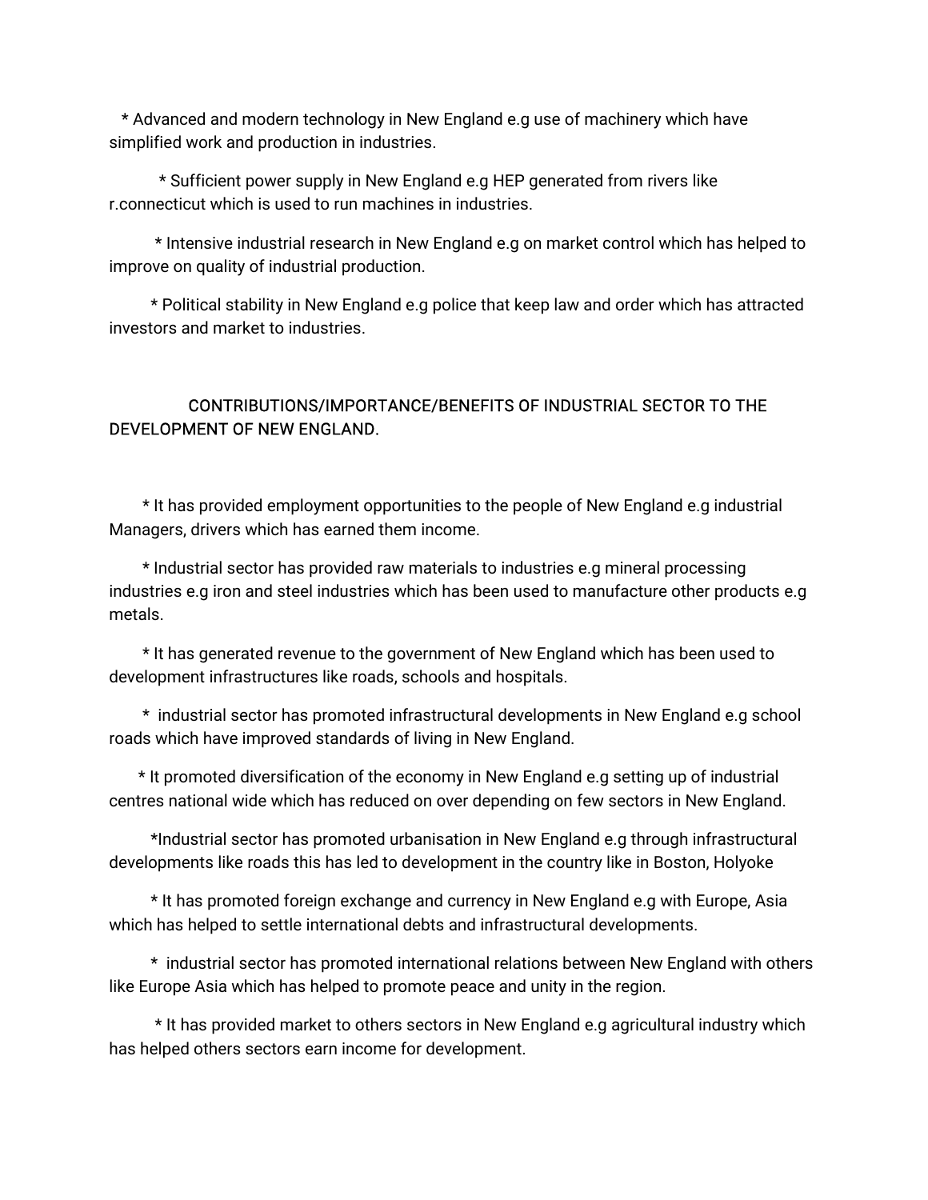* Advanced and modern technology in New England e.g use of machinery which have simplified work and production in industries.

* Sufficient power supply in New England e.g HEP generated from rivers like r.connecticut which is used to run machines in industries.

* Intensive industrial research in New England e.g on market control which has helped to improve on quality of industrial production.

* Political stability in New England e.g police that keep law and order which has attracted investors and market to industries.

## CONTRIBUTIONS/IMPORTANCE/BENEFITS OF INDUSTRIAL SECTOR TO THE DEVELOPMENT OF NEW ENGLAND.

* It has provided employment opportunities to the people of New England e.g industrial Managers, drivers which has earned them income.

* Industrial sector has provided raw materials to industries e.g mineral processing industries e.g iron and steel industries which has been used to manufacture other products e.g metals.

* It has generated revenue to the government of New England which has been used to development infrastructures like roads, schools and hospitals.

* industrial sector has promoted infrastructural developments in New England e.g school roads which have improved standards of living in New England.

* It promoted diversification of the economy in New England e.g setting up of industrial centres national wide which has reduced on over depending on few sectors in New England.

* Industrial sector has promoted urbanisation in New England e.g through infrastructural developments like roads this has led to development in the country like in Boston, Holyoke

* It has promoted foreign exchange and currency in New England e.g with Europe, Asia which has helped to settle international debts and infrastructural developments.

* industrial sector has promoted international relations between New England with others like Europe Asia which has helped to promote peace and unity in the region.

* It has provided market to others sectors in New England e.g agricultural industry which has helped others sectors earn income for development.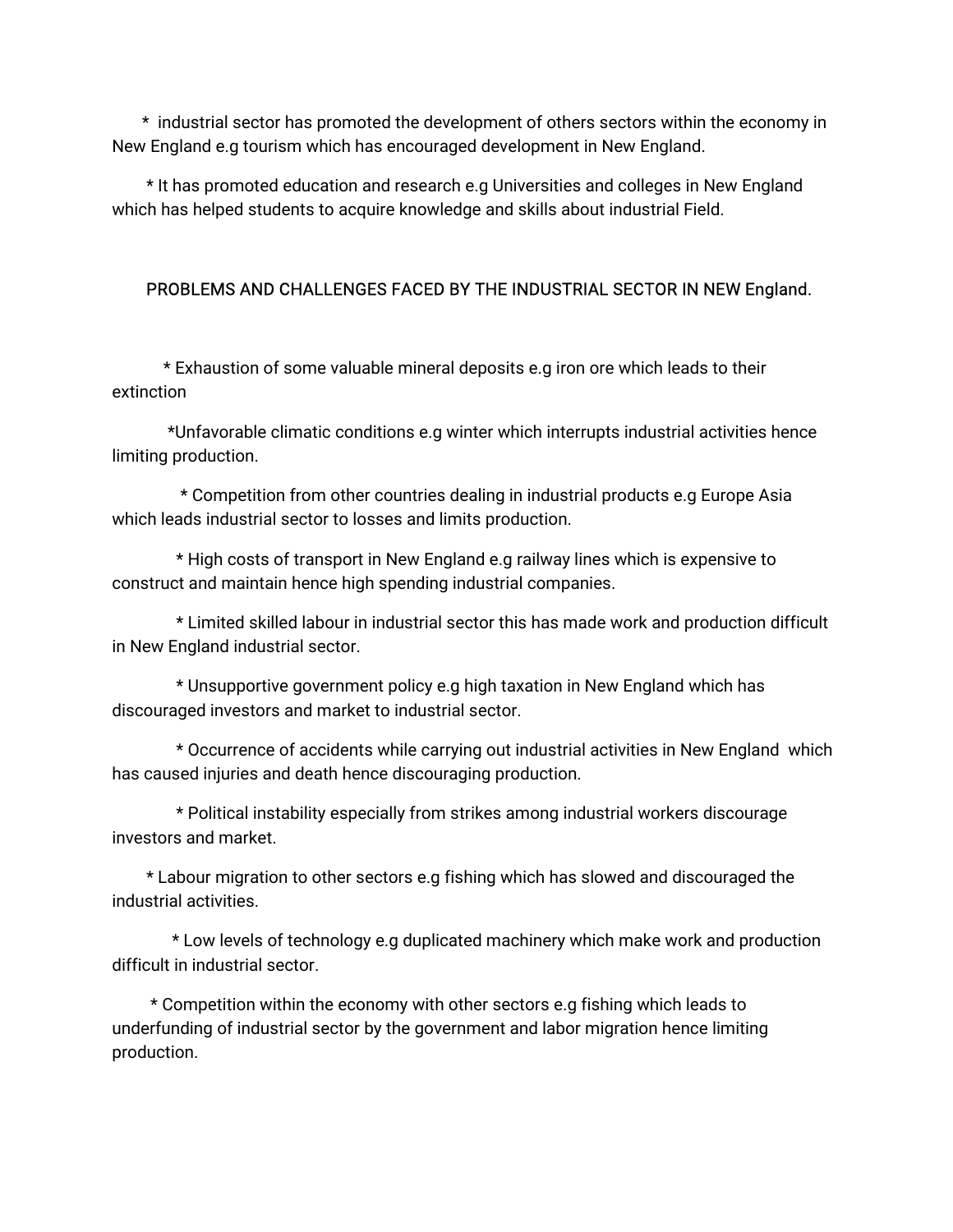* industrial sector has promoted the development of others sectors within the economy in New England e.g tourism which has encouraged development in New England.

* It has promoted education and research e.g Universities and colleges in New England which has helped students to acquire knowledge and skills about industrial Field.

## PROBLEMS AND CHALLENGES FACED BY THE INDUSTRIAL SECTOR IN NEW England.

* Exhaustion of some valuable mineral deposits e.g iron ore which leads to their extinction

*Unfavorable climatic conditions e.g winter which interrupts industrial activities hence limiting production.

* Competition from other countries dealing in industrial products e.g Europe Asia which leads industrial sector to losses and limits production.

* High costs of transport in New England e.g railway lines which is expensive to construct and maintain hence high spending industrial companies.

* Limited skilled labour in industrial sector this has made work and production difficult in New England industrial sector.

* Unsupportive government policy e.g high taxation in New England which has discouraged investors and market to industrial sector.

* Occurrence of accidents while carrying out industrial activities in New England which has caused injuries and death hence discouraging production.

* Political instability especially from strikes among industrial workers discourage investors and market.

* Labour migration to other sectors e.g fishing which has slowed and discouraged the industrial activities.

* Low levels of technology e.g duplicated machinery which make work and production difficult in industrial sector.

* Competition within the economy with other sectors e.g fishing which leads to underfunding of industrial sector by the government and labor migration hence limiting production.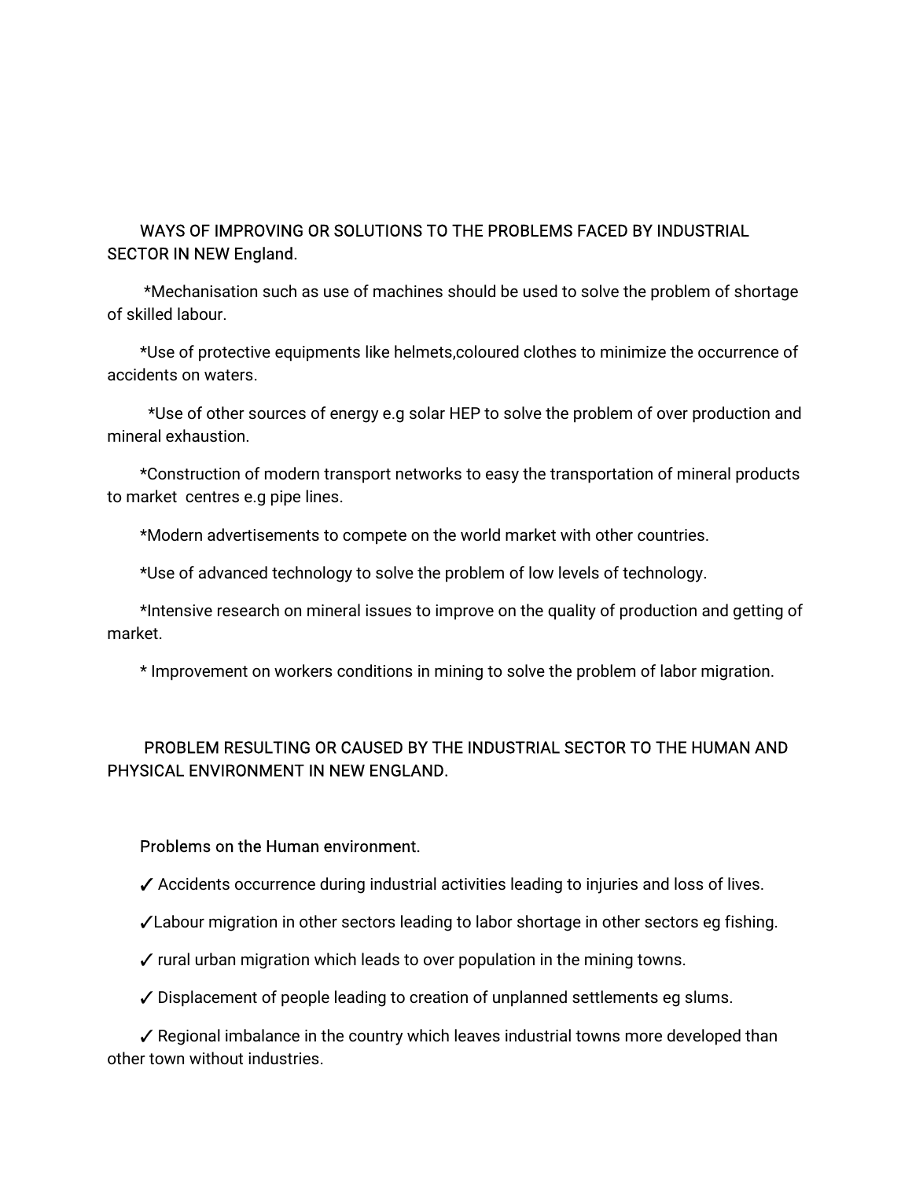## WAYS OF IMPROVING OR SOLUTIONS TO THE PROBLEMS FACED BY INDUSTRIAL SECTOR IN NEW England.

*Mechanisation such as use of machines should be used to solve the problem of shortage of skilled labour.

*Use of protective equipments like helmets,coloured clothes to minimize the occurrence of accidents on waters.

*Use of other sources of energy e.g solar HEP to solve the problem of over production and mineral exhaustion.

*Construction of modern transport networks to easy the transportation of mineral products to market centres e.g pipe lines.

*Modern advertisements to compete on the world market with other countries.

*Use of advanced technology to solve the problem of low levels of technology.

*Intensive research on mineral issues to improve on the quality of production and getting of market.

* Improvement on workers conditions in mining to solve the problem of labor migration.

## PROBLEM RESULTING OR CAUSED BY THE INDUSTRIAL SECTOR TO THE HUMAN AND PHYSICAL ENVIRONMENT IN NEW ENGLAND.

### Problems on the Human environment.

✓ Accidents occurrence during industrial activities leading to injuries and loss of lives.

✓Labour migration in other sectors leading to labor shortage in other sectors eg fishing.

✓ rural urban migration which leads to over population in the mining towns.

✓ Displacement of people leading to creation of unplanned settlements eg slums.

✓ Regional imbalance in the country which leaves industrial towns more developed than other town without industries.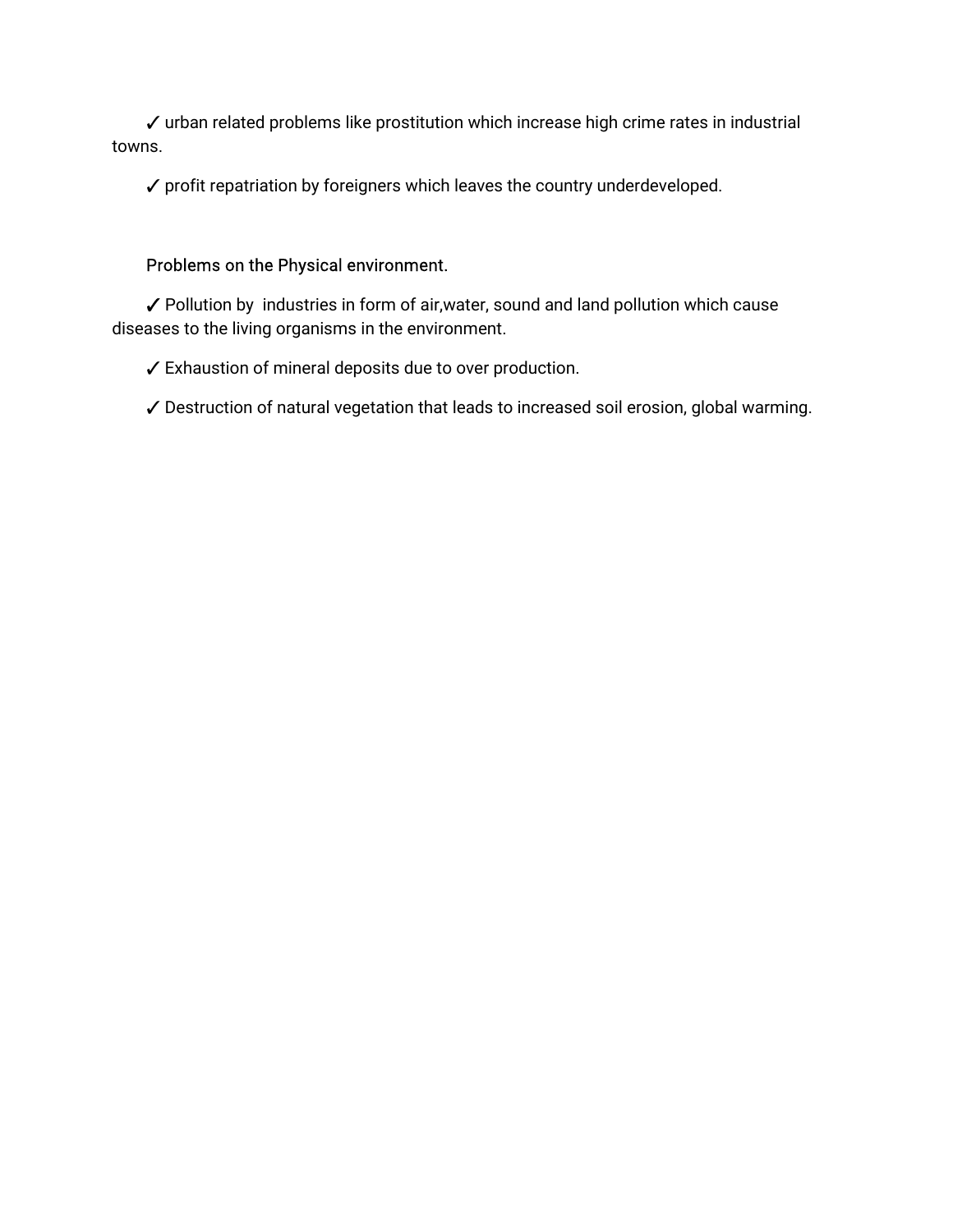✓ urban related problems like prostitution which increase high crime rates in industrial towns.

✓ profit repatriation by foreigners which leaves the country underdeveloped.

Problems on the Physical environment.

✓ Pollution by industries in form of air,water, sound and land pollution which cause diseases to the living organisms in the environment.

✓ Exhaustion of mineral deposits due to over production.

✓ Destruction of natural vegetation that leads to increased soil erosion, global warming.